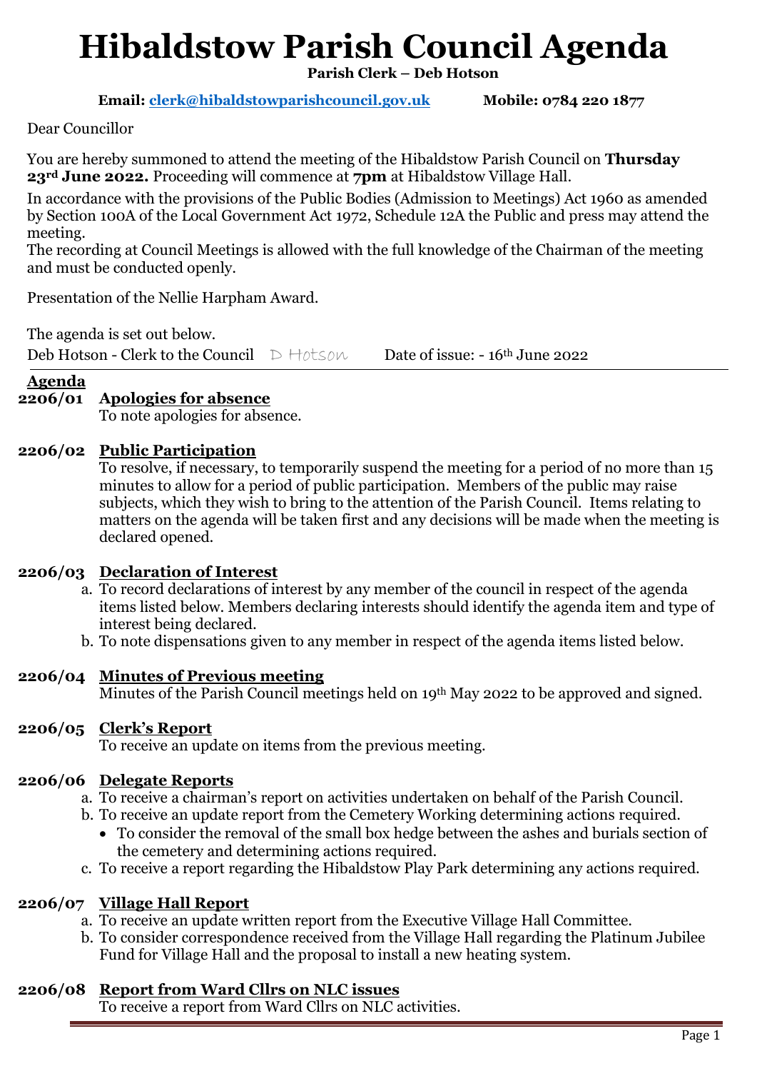# Hibaldstow Parish Council Agenda

**Parish Clerk – Deb Hotson**

**Email: [clerk@hibaldstowparishcouncil.gov.uk](mailto:clerk@hibaldstowparishcouncil.gov.uk)** **Mobile: 0784 220 1877**

Dear Councillor

You are hereby summoned to attend the meeting of the Hibaldstow Parish Council on **Thursday 23rd June 2022.** Proceeding will commence at **7pm** at Hibaldstow Village Hall.

In accordance with the provisions of the Public Bodies (Admission to Meetings) Act 1960 as amended by Section 100A of the Local Government Act 1972, Schedule 12A the Public and press may attend the meeting.

The recording at Council Meetings is allowed with the full knowledge of the Chairman of the meeting and must be conducted openly.

Presentation of the Nellie Harpham Award.

The agenda is set out below.

Deb Hotson - Clerk to the Council D Hotson Date of issue: - 16th June 2022

---

## Agenda

**2206/01 Apologies for absence**

To note apologies for absence.

**2206/02 Public Participation**

To resolve, if necessary, to temporarily suspend the meeting for a period of no more than 15 minutes to allow for a period of public participation. Members of the public may raise subjects, which they wish to bring to the attention of the Parish Council. Items relating to matters on the agenda will be taken first and any decisions will be made when the meeting is declared opened.

**2206/03 Declaration of Interest**

a. To record declarations of interest by any member of the council in respect of the agenda items listed below. Members declaring interests should identify the agenda item and type of interest being declared.
b. To note dispensations given to any member in respect of the agenda items listed below.

**2206/04 Minutes of Previous meeting**

Minutes of the Parish Council meetings held on 19th May 2022 to be approved and signed.

**2206/05 Clerk's Report**

To receive an update on items from the previous meeting.

**2206/06 Delegate Reports**

a. To receive a chairman's report on activities undertaken on behalf of the Parish Council.
b. To receive an update report from the Cemetery Working determining actions required.
   - To consider the removal of the small box hedge between the ashes and burials section of the cemetery and determining actions required.
c. To receive a report regarding the Hibaldstow Play Park determining any actions required.

**2206/07 Village Hall Report**

a. To receive an update written report from the Executive Village Hall Committee.
b. To consider correspondence received from the Village Hall regarding the Platinum Jubilee Fund for Village Hall and the proposal to install a new heating system.

**2206/08 Report from Ward Cllrs on NLC issues**

To receive a report from Ward Cllrs on NLC activities.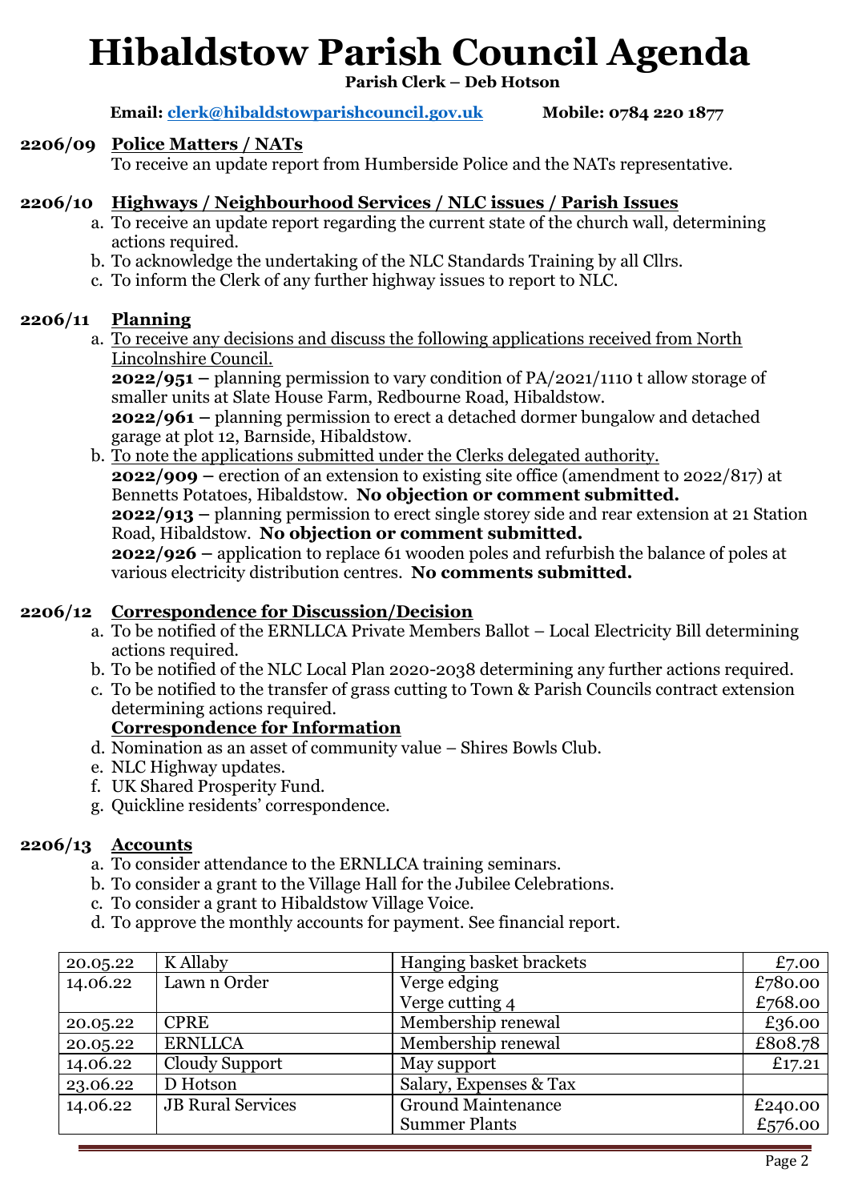# Hibaldstow Parish Council Agenda

**Parish Clerk – Deb Hotson**

**Email: clerk@hibaldstowparishcouncil.gov.uk** **Mobile: 0784 220 1877**

**2206/09 Police Matters / NATs**

To receive an update report from Humberside Police and the NATs representative.

**2206/10 Highways / Neighbourhood Services / NLC issues / Parish Issues**

a. To receive an update report regarding the current state of the church wall, determining actions required.
b. To acknowledge the undertaking of the NLC Standards Training by all Cllrs.
c. To inform the Clerk of any further highway issues to report to NLC.

**2206/11 Planning**

a. To receive any decisions and discuss the following applications received from North Lincolnshire Council.
   **2022/951 –** planning permission to vary condition of PA/2021/1110 t allow storage of smaller units at Slate House Farm, Redbourne Road, Hibaldstow.
   **2022/961 –** planning permission to erect a detached dormer bungalow and detached garage at plot 12, Barnside, Hibaldstow.
b. To note the applications submitted under the Clerks delegated authority.
   **2022/909 –** erection of an extension to existing site office (amendment to 2022/817) at Bennetts Potatoes, Hibaldstow. **No objection or comment submitted.**
   **2022/913 –** planning permission to erect single storey side and rear extension at 21 Station Road, Hibaldstow. **No objection or comment submitted.**
   **2022/926 –** application to replace 61 wooden poles and refurbish the balance of poles at various electricity distribution centres. **No comments submitted.**

**2206/12 Correspondence for Discussion/Decision**

a. To be notified of the ERNLLCA Private Members Ballot – Local Electricity Bill determining actions required.
b. To be notified of the NLC Local Plan 2020-2038 determining any further actions required.
c. To be notified to the transfer of grass cutting to Town & Parish Councils contract extension determining actions required.

**Correspondence for Information**

d. Nomination as an asset of community value – Shires Bowls Club.
e. NLC Highway updates.
f. UK Shared Prosperity Fund.
g. Quickline residents' correspondence.

**2206/13 Accounts**

a. To consider attendance to the ERNLLCA training seminars.
b. To consider a grant to the Village Hall for the Jubilee Celebrations.
c. To consider a grant to Hibaldstow Village Voice.
d. To approve the monthly accounts for payment. See financial report.

| | | | |
|---|---|---|---|
| 20.05.22 | K Allaby | Hanging basket brackets | £7.00 |
| 14.06.22 | Lawn n Order | Verge edging<br>Verge cutting 4 | £780.00<br>£768.00 |
| 20.05.22 | CPRE | Membership renewal | £36.00 |
| 20.05.22 | ERNLLCA | Membership renewal | £808.78 |
| 14.06.22 | Cloudy Support | May support | £17.21 |
| 23.06.22 | D Hotson | Salary, Expenses & Tax | |
| 14.06.22 | JB Rural Services | Ground Maintenance<br>Summer Plants | £240.00<br>£576.00 |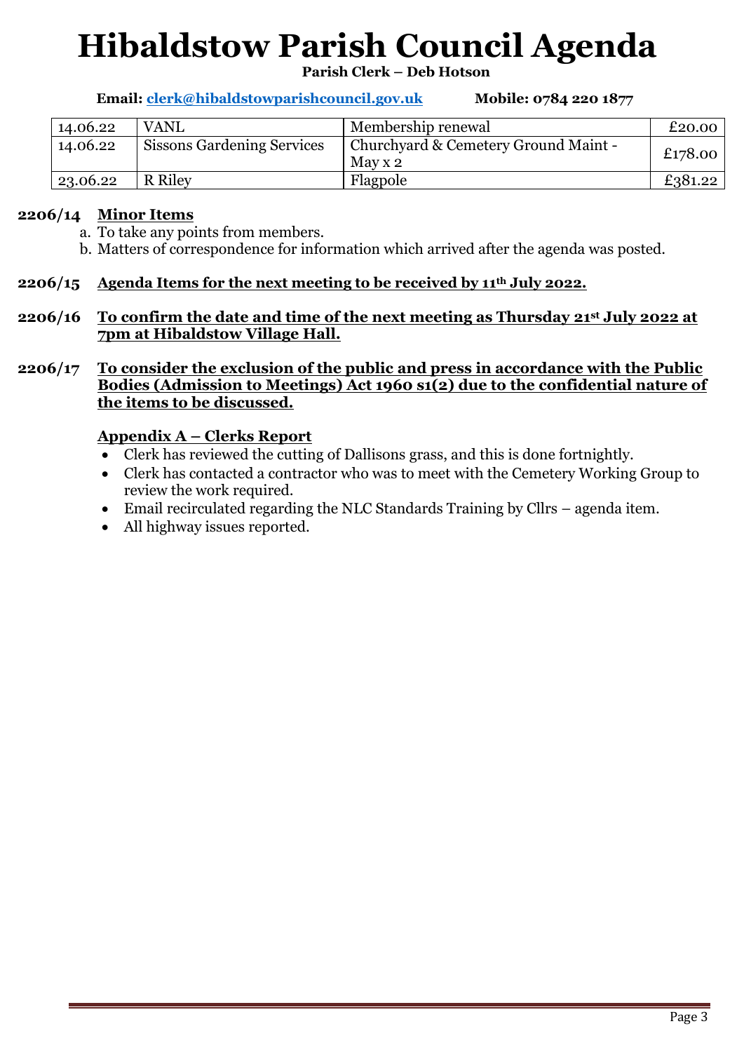# Hibaldstow Parish Council Agenda

**Parish Clerk – Deb Hotson**

**Email: clerk@hibaldstowparishcouncil.gov.uk Mobile: 0784 220 1877**

| | | | |
|---|---|---|---|
| 14.06.22 | VANL | Membership renewal | £20.00 |
| 14.06.22 | Sissons Gardening Services | Churchyard & Cemetery Ground Maint - May x 2 | £178.00 |
| 23.06.22 | R Riley | Flagpole | £381.22 |

**2206/14 Minor Items**

a. To take any points from members.
b. Matters of correspondence for information which arrived after the agenda was posted.

**2206/15 Agenda Items for the next meeting to be received by 11th July 2022.**

**2206/16 To confirm the date and time of the next meeting as Thursday 21st July 2022 at 7pm at Hibaldstow Village Hall.**

**2206/17 To consider the exclusion of the public and press in accordance with the Public Bodies (Admission to Meetings) Act 1960 s1(2) due to the confidential nature of the items to be discussed.**

**Appendix A – Clerks Report**

- Clerk has reviewed the cutting of Dallisons grass, and this is done fortnightly.
- Clerk has contacted a contractor who was to meet with the Cemetery Working Group to review the work required.
- Email recirculated regarding the NLC Standards Training by Cllrs – agenda item.
- All highway issues reported.